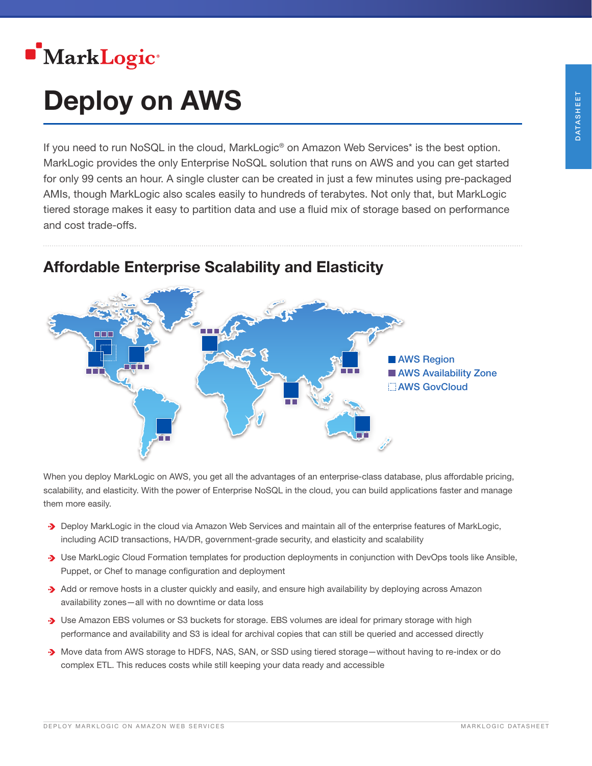MarkLogic®

# Deploy on AWS

If you need to run NoSQL in the cloud, MarkLogic® on Amazon Web Services* is the best option. MarkLogic provides the only Enterprise NoSQL solution that runs on AWS and you can get started for only 99 cents an hour. A single cluster can be created in just a few minutes using pre-packaged AMIs, though MarkLogic also scales easily to hundreds of terabytes. Not only that, but MarkLogic tiered storage makes it easy to partition data and use a fluid mix of storage based on performance and cost trade-offs.

## Affordable Enterprise Scalability and Elasticity

AWS Region
AWS Availability Zone
AWS GovCloud

When you deploy MarkLogic on AWS, you get all the advantages of an enterprise-class database, plus affordable pricing, scalability, and elasticity. With the power of Enterprise NoSQL in the cloud, you can build applications faster and manage them more easily.

- Deploy MarkLogic in the cloud via Amazon Web Services and maintain all of the enterprise features of MarkLogic, including ACID transactions, HA/DR, government-grade security, and elasticity and scalability
- Use MarkLogic Cloud Formation templates for production deployments in conjunction with DevOps tools like Ansible, Puppet, or Chef to manage configuration and deployment
- Add or remove hosts in a cluster quickly and easily, and ensure high availability by deploying across Amazon availability zones—all with no downtime or data loss
- Use Amazon EBS volumes or S3 buckets for storage. EBS volumes are ideal for primary storage with high performance and availability and S3 is ideal for archival copies that can still be queried and accessed directly
- Move data from AWS storage to HDFS, NAS, SAN, or SSD using tiered storage—without having to re-index or do complex ETL. This reduces costs while still keeping your data ready and accessible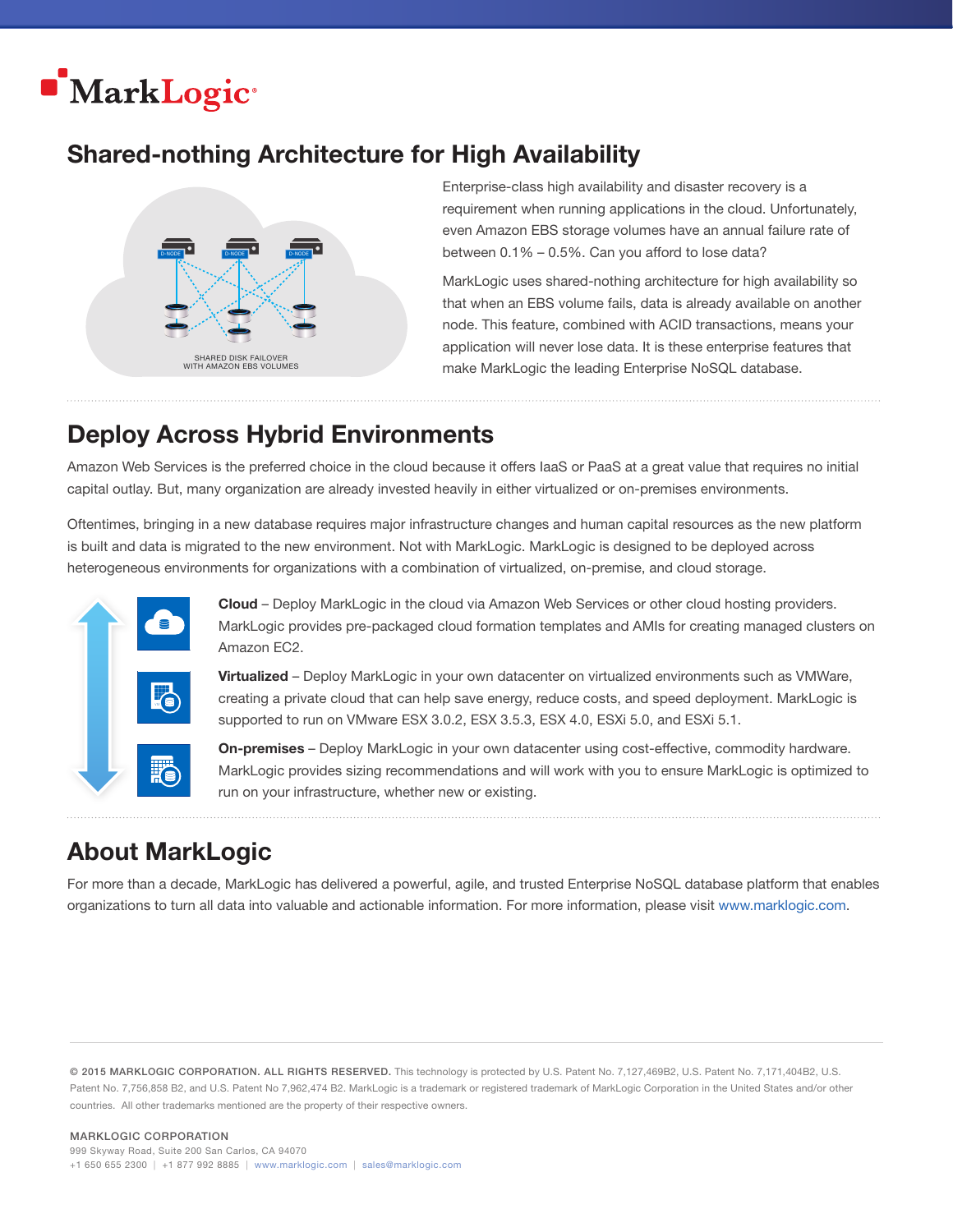MarkLogic®

## Shared-nothing Architecture for High Availability

D-NODE D-NODE D-NODE

SHARED DISK FAILOVER
WITH AMAZON EBS VOLUMES

Enterprise-class high availability and disaster recovery is a requirement when running applications in the cloud. Unfortunately, even Amazon EBS storage volumes have an annual failure rate of between 0.1% – 0.5%. Can you afford to lose data?

MarkLogic uses shared-nothing architecture for high availability so that when an EBS volume fails, data is already available on another node. This feature, combined with ACID transactions, means your application will never lose data. It is these enterprise features that make MarkLogic the leading Enterprise NoSQL database.

## Deploy Across Hybrid Environments

Amazon Web Services is the preferred choice in the cloud because it offers IaaS or PaaS at a great value that requires no initial capital outlay. But, many organization are already invested heavily in either virtualized or on-premises environments.

Oftentimes, bringing in a new database requires major infrastructure changes and human capital resources as the new platform is built and data is migrated to the new environment. Not with MarkLogic. MarkLogic is designed to be deployed across heterogeneous environments for organizations with a combination of virtualized, on-premise, and cloud storage.

**Cloud** – Deploy MarkLogic in the cloud via Amazon Web Services or other cloud hosting providers. MarkLogic provides pre-packaged cloud formation templates and AMIs for creating managed clusters on Amazon EC2.

**Virtualized** – Deploy MarkLogic in your own datacenter on virtualized environments such as VMWare, creating a private cloud that can help save energy, reduce costs, and speed deployment. MarkLogic is supported to run on VMware ESX 3.0.2, ESX 3.5.3, ESX 4.0, ESXi 5.0, and ESXi 5.1.

**On-premises** – Deploy MarkLogic in your own datacenter using cost-effective, commodity hardware. MarkLogic provides sizing recommendations and will work with you to ensure MarkLogic is optimized to run on your infrastructure, whether new or existing.

## About MarkLogic

For more than a decade, MarkLogic has delivered a powerful, agile, and trusted Enterprise NoSQL database platform that enables organizations to turn all data into valuable and actionable information. For more information, please visit www.marklogic.com.

© 2015 MARKLOGIC CORPORATION. ALL RIGHTS RESERVED. This technology is protected by U.S. Patent No. 7,127,469B2, U.S. Patent No. 7,171,404B2, U.S. Patent No. 7,756,858 B2, and U.S. Patent No 7,962,474 B2. MarkLogic is a trademark or registered trademark of MarkLogic Corporation in the United States and/or other countries. All other trademarks mentioned are the property of their respective owners.

MARKLOGIC CORPORATION
999 Skyway Road, Suite 200 San Carlos, CA 94070
+1 650 655 2300 | +1 877 992 8885 | www.marklogic.com | sales@marklogic.com